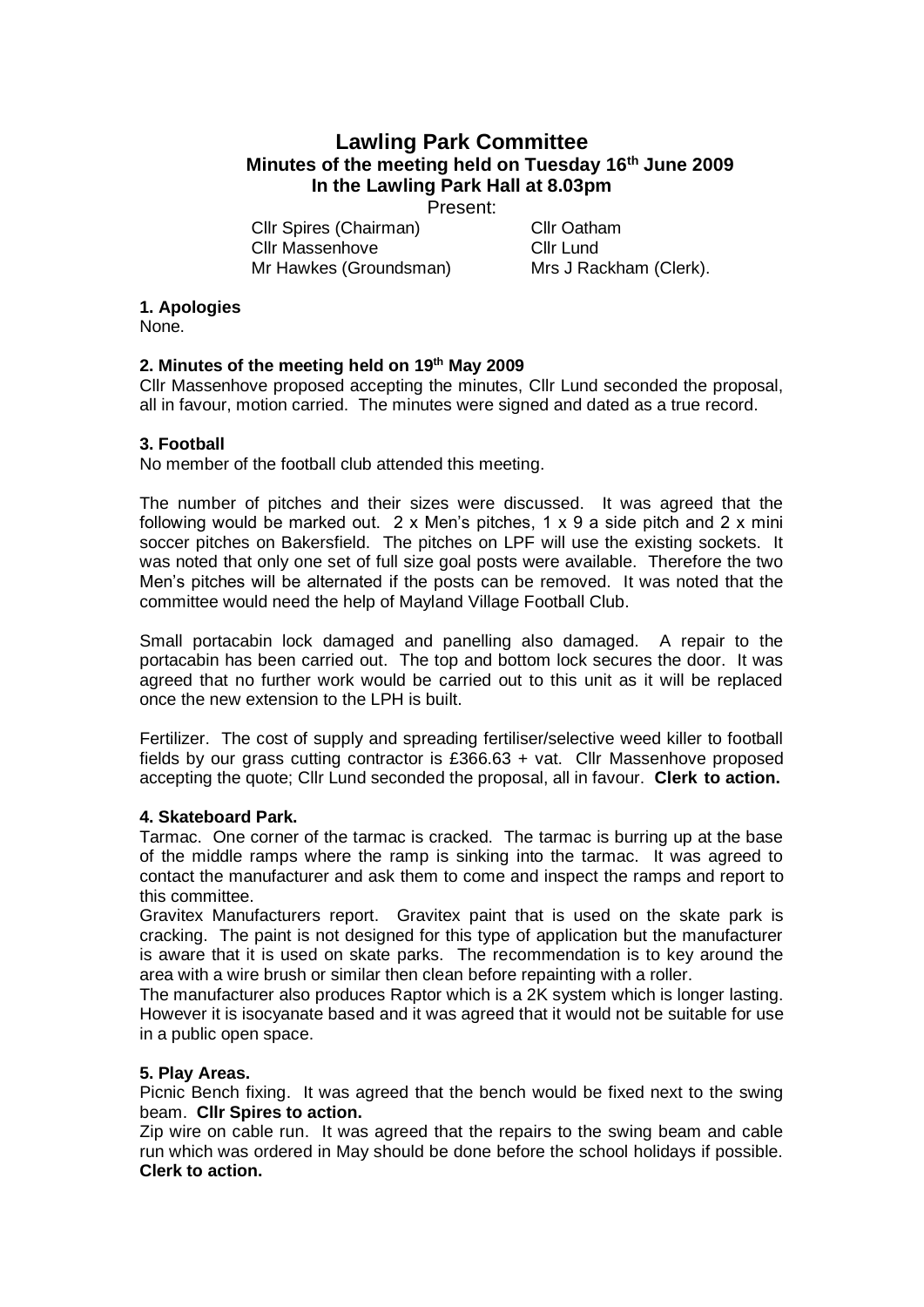# Lawling Park Committee

## Minutes of the meeting held on Tuesday 16th June 2009 In the Lawling Park Hall at 8.03pm

Present:

| | |
|---|---|
| Cllr Spires (Chairman) | Cllr Oatham |
| Cllr Massenhove | Cllr Lund |
| Mr Hawkes (Groundsman) | Mrs J Rackham (Clerk). |

**1. Apologies**

None.

**2. Minutes of the meeting held on 19th May 2009**

Cllr Massenhove proposed accepting the minutes, Cllr Lund seconded the proposal, all in favour, motion carried. The minutes were signed and dated as a true record.

**3. Football**

No member of the football club attended this meeting.

The number of pitches and their sizes were discussed. It was agreed that the following would be marked out. 2 x Men's pitches, 1 x 9 a side pitch and 2 x mini soccer pitches on Bakersfield. The pitches on LPF will use the existing sockets. It was noted that only one set of full size goal posts were available. Therefore the two Men's pitches will be alternated if the posts can be removed. It was noted that the committee would need the help of Mayland Village Football Club.

Small portacabin lock damaged and panelling also damaged. A repair to the portacabin has been carried out. The top and bottom lock secures the door. It was agreed that no further work would be carried out to this unit as it will be replaced once the new extension to the LPH is built.

Fertilizer. The cost of supply and spreading fertiliser/selective weed killer to football fields by our grass cutting contractor is £366.63 + vat. Cllr Massenhove proposed accepting the quote; Cllr Lund seconded the proposal, all in favour. **Clerk to action.**

**4. Skateboard Park.**

Tarmac. One corner of the tarmac is cracked. The tarmac is burring up at the base of the middle ramps where the ramp is sinking into the tarmac. It was agreed to contact the manufacturer and ask them to come and inspect the ramps and report to this committee.

Gravitex Manufacturers report. Gravitex paint that is used on the skate park is cracking. The paint is not designed for this type of application but the manufacturer is aware that it is used on skate parks. The recommendation is to key around the area with a wire brush or similar then clean before repainting with a roller.

The manufacturer also produces Raptor which is a 2K system which is longer lasting. However it is isocyanate based and it was agreed that it would not be suitable for use in a public open space.

**5. Play Areas.**

Picnic Bench fixing. It was agreed that the bench would be fixed next to the swing beam. **Cllr Spires to action.**

Zip wire on cable run. It was agreed that the repairs to the swing beam and cable run which was ordered in May should be done before the school holidays if possible. **Clerk to action.**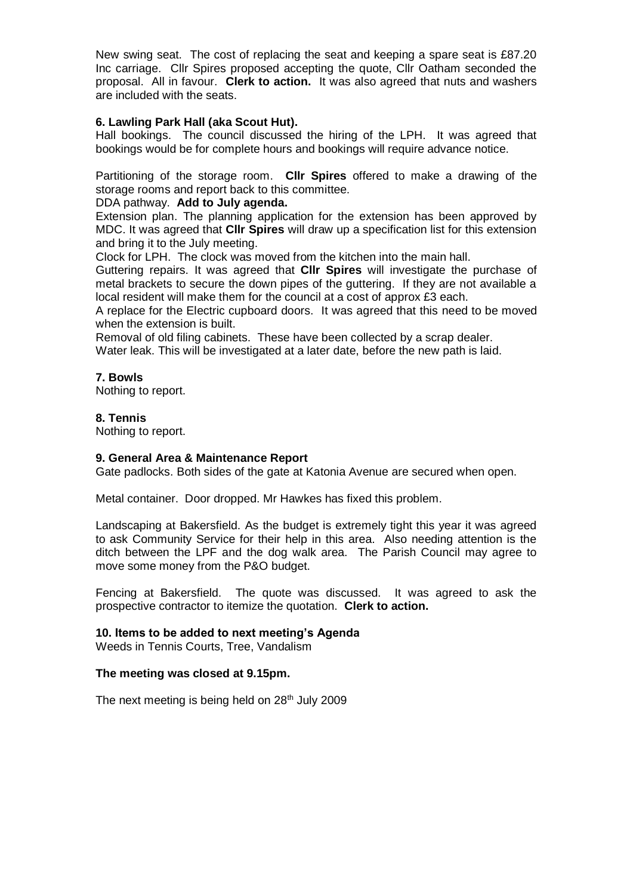New swing seat. The cost of replacing the seat and keeping a spare seat is £87.20 Inc carriage. Cllr Spires proposed accepting the quote, Cllr Oatham seconded the proposal. All in favour. **Clerk to action.** It was also agreed that nuts and washers are included with the seats.

**6. Lawling Park Hall (aka Scout Hut).**

Hall bookings. The council discussed the hiring of the LPH. It was agreed that bookings would be for complete hours and bookings will require advance notice.

Partitioning of the storage room. **Cllr Spires** offered to make a drawing of the storage rooms and report back to this committee.

DDA pathway. **Add to July agenda.**

Extension plan. The planning application for the extension has been approved by MDC. It was agreed that **Cllr Spires** will draw up a specification list for this extension and bring it to the July meeting.

Clock for LPH. The clock was moved from the kitchen into the main hall.

Guttering repairs. It was agreed that **Cllr Spires** will investigate the purchase of metal brackets to secure the down pipes of the guttering. If they are not available a local resident will make them for the council at a cost of approx £3 each.

A replace for the Electric cupboard doors. It was agreed that this need to be moved when the extension is built.

Removal of old filing cabinets. These have been collected by a scrap dealer.

Water leak. This will be investigated at a later date, before the new path is laid.

**7. Bowls**

Nothing to report.

**8. Tennis**

Nothing to report.

**9. General Area & Maintenance Report**

Gate padlocks. Both sides of the gate at Katonia Avenue are secured when open.

Metal container. Door dropped. Mr Hawkes has fixed this problem.

Landscaping at Bakersfield. As the budget is extremely tight this year it was agreed to ask Community Service for their help in this area. Also needing attention is the ditch between the LPF and the dog walk area. The Parish Council may agree to move some money from the P&O budget.

Fencing at Bakersfield. The quote was discussed. It was agreed to ask the prospective contractor to itemize the quotation. **Clerk to action.**

**10. Items to be added to next meeting's Agenda**

Weeds in Tennis Courts, Tree, Vandalism

**The meeting was closed at 9.15pm.**

The next meeting is being held on 28th July 2009